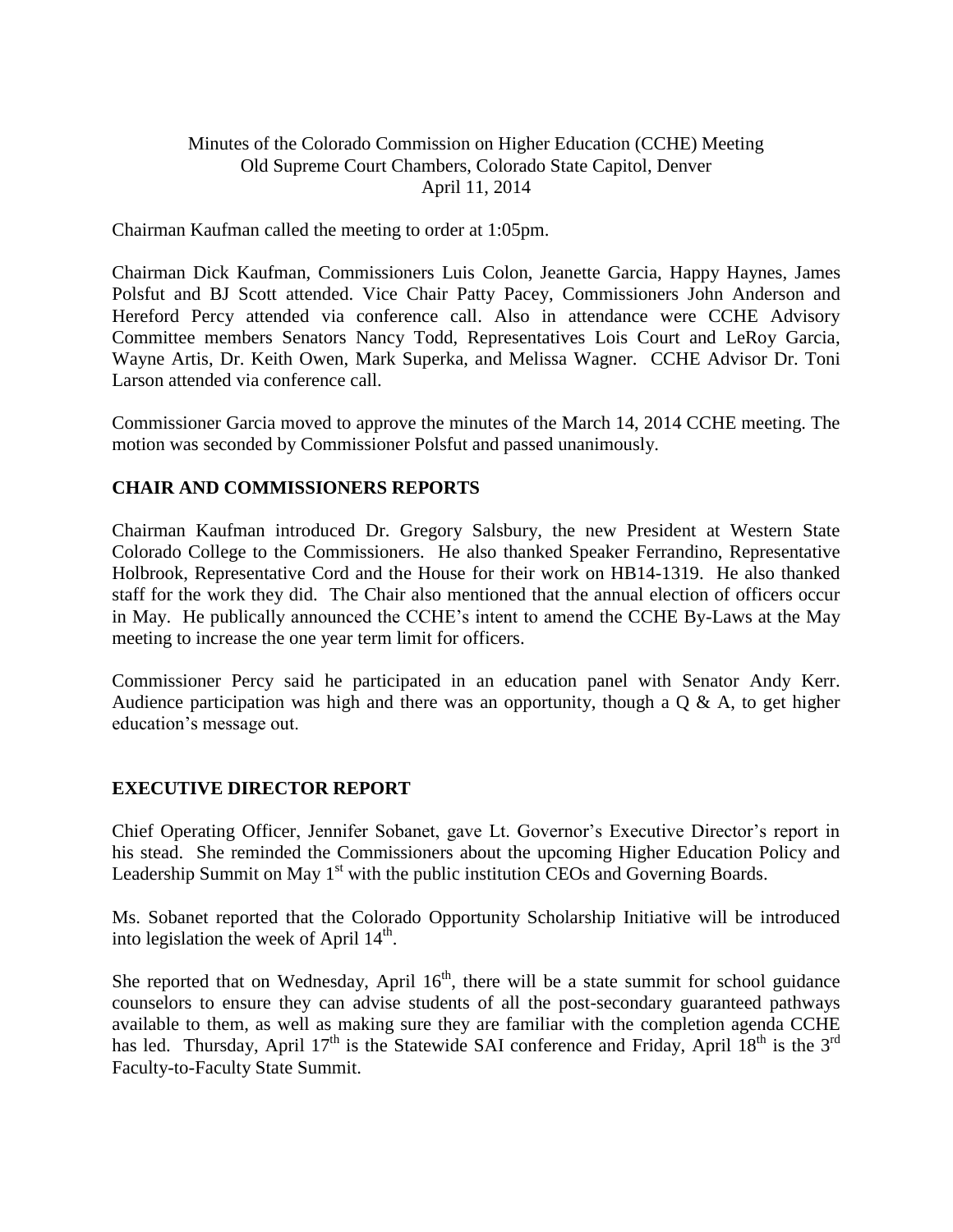Minutes of the Colorado Commission on Higher Education (CCHE) Meeting
Old Supreme Court Chambers, Colorado State Capitol, Denver
April 11, 2014

Chairman Kaufman called the meeting to order at 1:05pm.

Chairman Dick Kaufman, Commissioners Luis Colon, Jeanette Garcia, Happy Haynes, James Polsfut and BJ Scott attended. Vice Chair Patty Pacey, Commissioners John Anderson and Hereford Percy attended via conference call. Also in attendance were CCHE Advisory Committee members Senators Nancy Todd, Representatives Lois Court and LeRoy Garcia, Wayne Artis, Dr. Keith Owen, Mark Superka, and Melissa Wagner. CCHE Advisor Dr. Toni Larson attended via conference call.

Commissioner Garcia moved to approve the minutes of the March 14, 2014 CCHE meeting. The motion was seconded by Commissioner Polsfut and passed unanimously.

## CHAIR AND COMMISSIONERS REPORTS

Chairman Kaufman introduced Dr. Gregory Salsbury, the new President at Western State Colorado College to the Commissioners. He also thanked Speaker Ferrandino, Representative Holbrook, Representative Cord and the House for their work on HB14-1319. He also thanked staff for the work they did. The Chair also mentioned that the annual election of officers occur in May. He publically announced the CCHE's intent to amend the CCHE By-Laws at the May meeting to increase the one year term limit for officers.

Commissioner Percy said he participated in an education panel with Senator Andy Kerr. Audience participation was high and there was an opportunity, though a Q & A, to get higher education's message out.

## EXECUTIVE DIRECTOR REPORT

Chief Operating Officer, Jennifer Sobanet, gave Lt. Governor's Executive Director's report in his stead. She reminded the Commissioners about the upcoming Higher Education Policy and Leadership Summit on May 1st with the public institution CEOs and Governing Boards.

Ms. Sobanet reported that the Colorado Opportunity Scholarship Initiative will be introduced into legislation the week of April 14th.

She reported that on Wednesday, April 16th, there will be a state summit for school guidance counselors to ensure they can advise students of all the post-secondary guaranteed pathways available to them, as well as making sure they are familiar with the completion agenda CCHE has led. Thursday, April 17th is the Statewide SAI conference and Friday, April 18th is the 3rd Faculty-to-Faculty State Summit.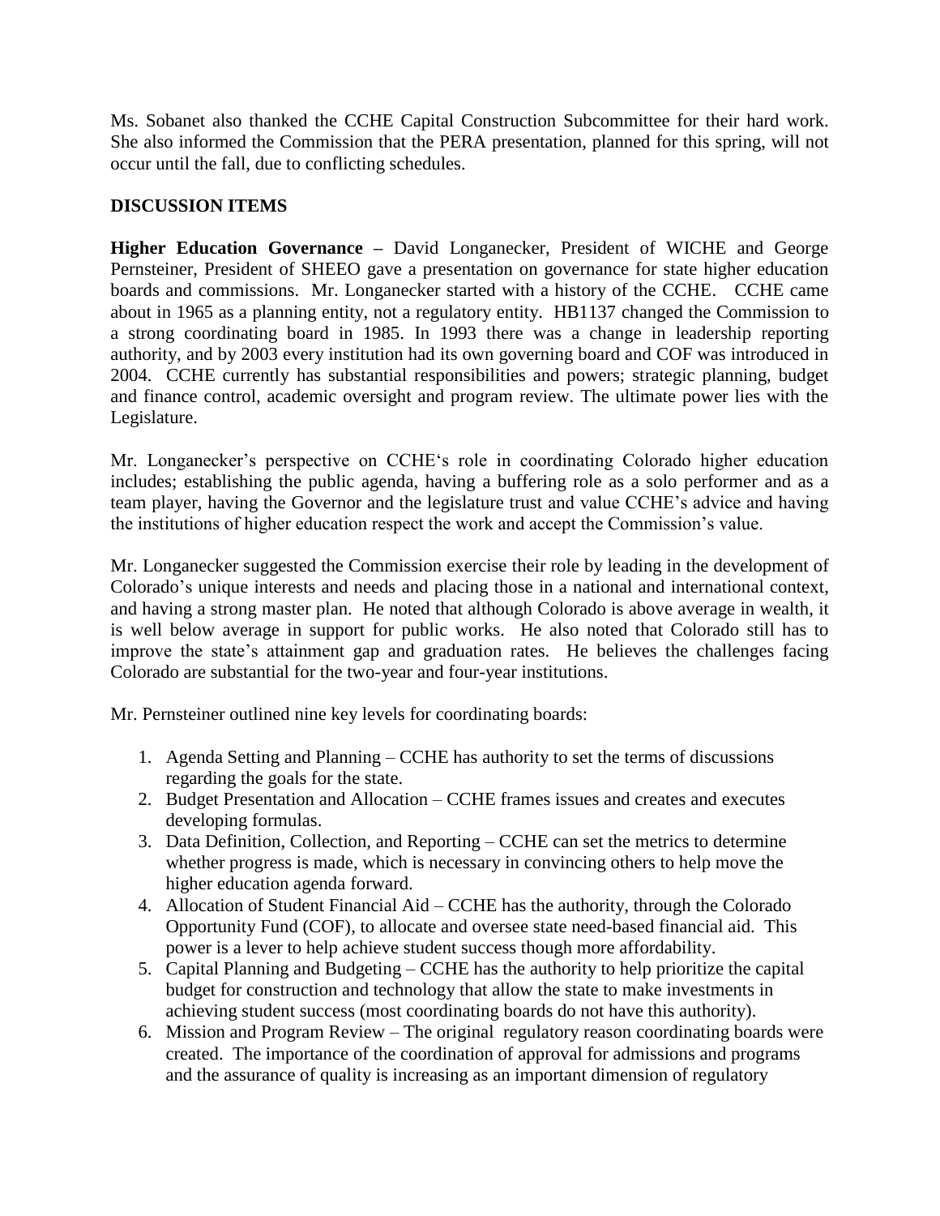Ms. Sobanet also thanked the CCHE Capital Construction Subcommittee for their hard work. She also informed the Commission that the PERA presentation, planned for this spring, will not occur until the fall, due to conflicting schedules.

**DISCUSSION ITEMS**

**Higher Education Governance –** David Longanecker, President of WICHE and George Pernsteiner, President of SHEEO gave a presentation on governance for state higher education boards and commissions. Mr. Longanecker started with a history of the CCHE. CCHE came about in 1965 as a planning entity, not a regulatory entity. HB1137 changed the Commission to a strong coordinating board in 1985. In 1993 there was a change in leadership reporting authority, and by 2003 every institution had its own governing board and COF was introduced in 2004. CCHE currently has substantial responsibilities and powers; strategic planning, budget and finance control, academic oversight and program review. The ultimate power lies with the Legislature.

Mr. Longanecker's perspective on CCHE's role in coordinating Colorado higher education includes; establishing the public agenda, having a buffering role as a solo performer and as a team player, having the Governor and the legislature trust and value CCHE's advice and having the institutions of higher education respect the work and accept the Commission's value.

Mr. Longanecker suggested the Commission exercise their role by leading in the development of Colorado's unique interests and needs and placing those in a national and international context, and having a strong master plan. He noted that although Colorado is above average in wealth, it is well below average in support for public works. He also noted that Colorado still has to improve the state's attainment gap and graduation rates. He believes the challenges facing Colorado are substantial for the two-year and four-year institutions.

Mr. Pernsteiner outlined nine key levels for coordinating boards:

1. Agenda Setting and Planning – CCHE has authority to set the terms of discussions regarding the goals for the state.
2. Budget Presentation and Allocation – CCHE frames issues and creates and executes developing formulas.
3. Data Definition, Collection, and Reporting – CCHE can set the metrics to determine whether progress is made, which is necessary in convincing others to help move the higher education agenda forward.
4. Allocation of Student Financial Aid – CCHE has the authority, through the Colorado Opportunity Fund (COF), to allocate and oversee state need-based financial aid. This power is a lever to help achieve student success though more affordability.
5. Capital Planning and Budgeting – CCHE has the authority to help prioritize the capital budget for construction and technology that allow the state to make investments in achieving student success (most coordinating boards do not have this authority).
6. Mission and Program Review – The original regulatory reason coordinating boards were created. The importance of the coordination of approval for admissions and programs and the assurance of quality is increasing as an important dimension of regulatory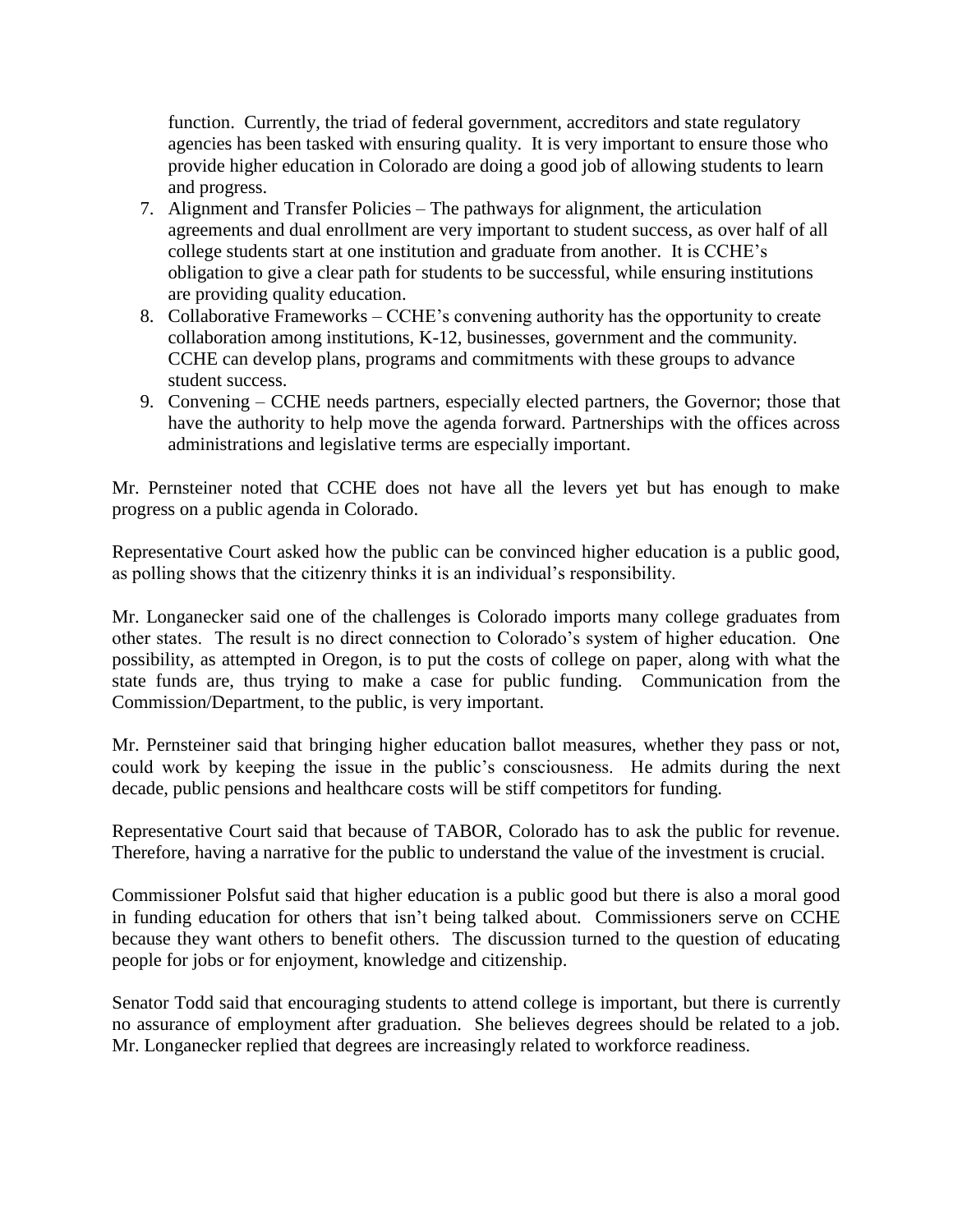function. Currently, the triad of federal government, accreditors and state regulatory agencies has been tasked with ensuring quality. It is very important to ensure those who provide higher education in Colorado are doing a good job of allowing students to learn and progress.

7. Alignment and Transfer Policies – The pathways for alignment, the articulation agreements and dual enrollment are very important to student success, as over half of all college students start at one institution and graduate from another. It is CCHE's obligation to give a clear path for students to be successful, while ensuring institutions are providing quality education.
8. Collaborative Frameworks – CCHE's convening authority has the opportunity to create collaboration among institutions, K-12, businesses, government and the community. CCHE can develop plans, programs and commitments with these groups to advance student success.
9. Convening – CCHE needs partners, especially elected partners, the Governor; those that have the authority to help move the agenda forward. Partnerships with the offices across administrations and legislative terms are especially important.

Mr. Pernsteiner noted that CCHE does not have all the levers yet but has enough to make progress on a public agenda in Colorado.

Representative Court asked how the public can be convinced higher education is a public good, as polling shows that the citizenry thinks it is an individual's responsibility.

Mr. Longanecker said one of the challenges is Colorado imports many college graduates from other states. The result is no direct connection to Colorado's system of higher education. One possibility, as attempted in Oregon, is to put the costs of college on paper, along with what the state funds are, thus trying to make a case for public funding. Communication from the Commission/Department, to the public, is very important.

Mr. Pernsteiner said that bringing higher education ballot measures, whether they pass or not, could work by keeping the issue in the public's consciousness. He admits during the next decade, public pensions and healthcare costs will be stiff competitors for funding.

Representative Court said that because of TABOR, Colorado has to ask the public for revenue. Therefore, having a narrative for the public to understand the value of the investment is crucial.

Commissioner Polsfut said that higher education is a public good but there is also a moral good in funding education for others that isn't being talked about. Commissioners serve on CCHE because they want others to benefit others. The discussion turned to the question of educating people for jobs or for enjoyment, knowledge and citizenship.

Senator Todd said that encouraging students to attend college is important, but there is currently no assurance of employment after graduation. She believes degrees should be related to a job. Mr. Longanecker replied that degrees are increasingly related to workforce readiness.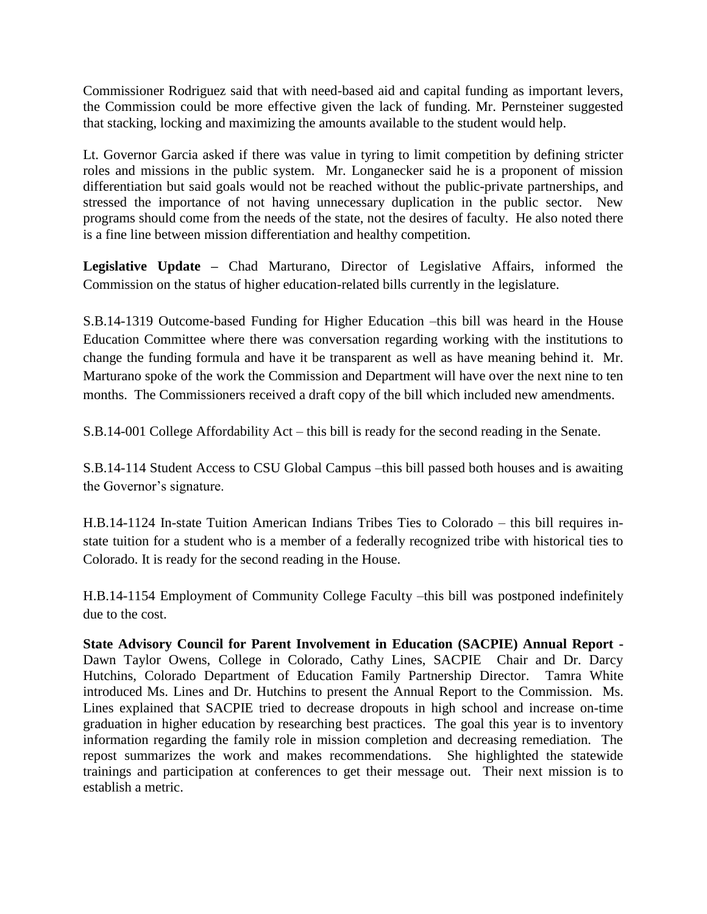Commissioner Rodriguez said that with need-based aid and capital funding as important levers, the Commission could be more effective given the lack of funding. Mr. Pernsteiner suggested that stacking, locking and maximizing the amounts available to the student would help.

Lt. Governor Garcia asked if there was value in tyring to limit competition by defining stricter roles and missions in the public system. Mr. Longanecker said he is a proponent of mission differentiation but said goals would not be reached without the public-private partnerships, and stressed the importance of not having unnecessary duplication in the public sector. New programs should come from the needs of the state, not the desires of faculty. He also noted there is a fine line between mission differentiation and healthy competition.

**Legislative Update –** Chad Marturano, Director of Legislative Affairs, informed the Commission on the status of higher education-related bills currently in the legislature.

S.B.14-1319 Outcome-based Funding for Higher Education –this bill was heard in the House Education Committee where there was conversation regarding working with the institutions to change the funding formula and have it be transparent as well as have meaning behind it. Mr. Marturano spoke of the work the Commission and Department will have over the next nine to ten months. The Commissioners received a draft copy of the bill which included new amendments.

S.B.14-001 College Affordability Act – this bill is ready for the second reading in the Senate.

S.B.14-114 Student Access to CSU Global Campus –this bill passed both houses and is awaiting the Governor's signature.

H.B.14-1124 In-state Tuition American Indians Tribes Ties to Colorado – this bill requires in-state tuition for a student who is a member of a federally recognized tribe with historical ties to Colorado. It is ready for the second reading in the House.

H.B.14-1154 Employment of Community College Faculty –this bill was postponed indefinitely due to the cost.

**State Advisory Council for Parent Involvement in Education (SACPIE) Annual Report -** Dawn Taylor Owens, College in Colorado, Cathy Lines, SACPIE Chair and Dr. Darcy Hutchins, Colorado Department of Education Family Partnership Director. Tamra White introduced Ms. Lines and Dr. Hutchins to present the Annual Report to the Commission. Ms. Lines explained that SACPIE tried to decrease dropouts in high school and increase on-time graduation in higher education by researching best practices. The goal this year is to inventory information regarding the family role in mission completion and decreasing remediation. The repost summarizes the work and makes recommendations. She highlighted the statewide trainings and participation at conferences to get their message out. Their next mission is to establish a metric.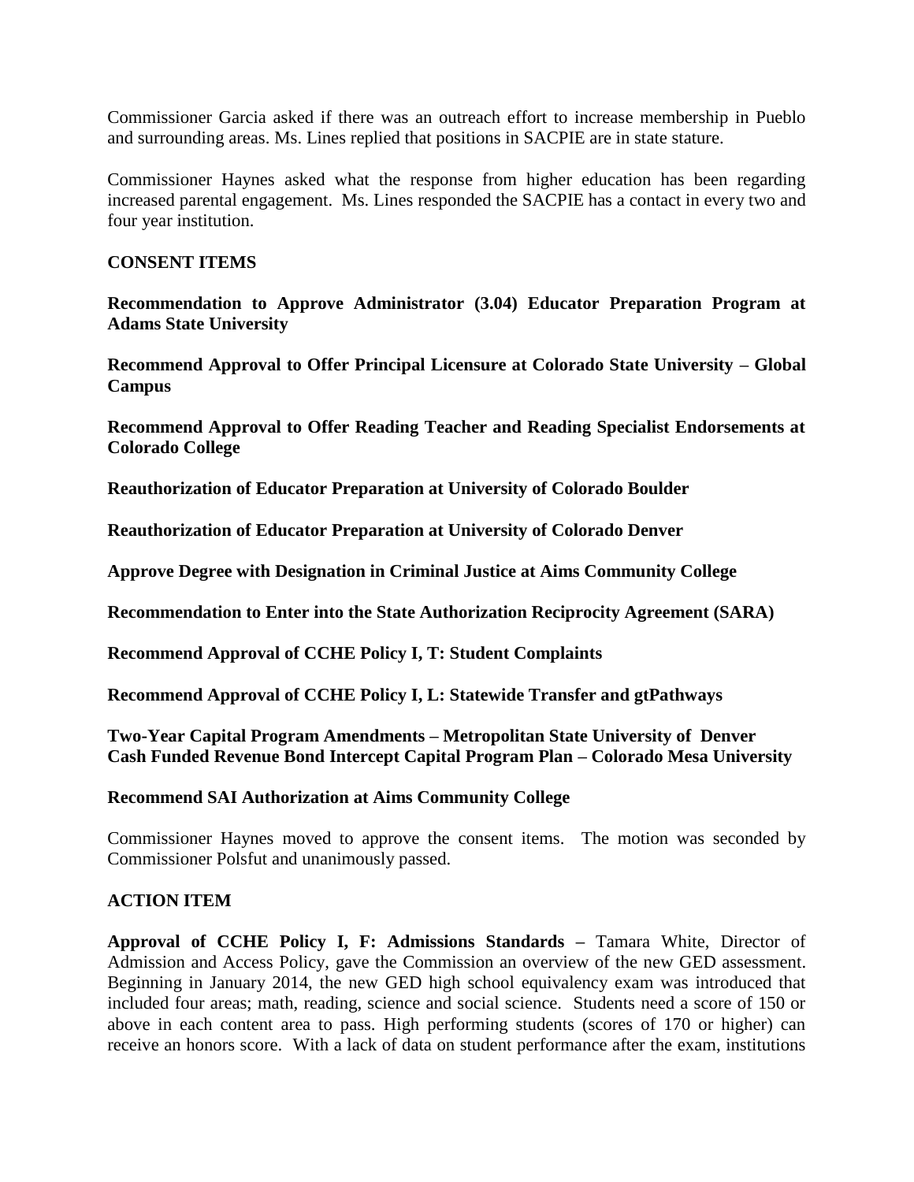Commissioner Garcia asked if there was an outreach effort to increase membership in Pueblo and surrounding areas. Ms. Lines replied that positions in SACPIE are in state stature.

Commissioner Haynes asked what the response from higher education has been regarding increased parental engagement. Ms. Lines responded the SACPIE has a contact in every two and four year institution.

**CONSENT ITEMS**

**Recommendation to Approve Administrator (3.04) Educator Preparation Program at Adams State University**

**Recommend Approval to Offer Principal Licensure at Colorado State University – Global Campus**

**Recommend Approval to Offer Reading Teacher and Reading Specialist Endorsements at Colorado College**

**Reauthorization of Educator Preparation at University of Colorado Boulder**

**Reauthorization of Educator Preparation at University of Colorado Denver**

**Approve Degree with Designation in Criminal Justice at Aims Community College**

**Recommendation to Enter into the State Authorization Reciprocity Agreement (SARA)**

**Recommend Approval of CCHE Policy I, T: Student Complaints**

**Recommend Approval of CCHE Policy I, L: Statewide Transfer and gtPathways**

**Two-Year Capital Program Amendments – Metropolitan State University of Denver**
**Cash Funded Revenue Bond Intercept Capital Program Plan – Colorado Mesa University**

**Recommend SAI Authorization at Aims Community College**

Commissioner Haynes moved to approve the consent items. The motion was seconded by Commissioner Polsfut and unanimously passed.

**ACTION ITEM**

**Approval of CCHE Policy I, F: Admissions Standards –** Tamara White, Director of Admission and Access Policy, gave the Commission an overview of the new GED assessment. Beginning in January 2014, the new GED high school equivalency exam was introduced that included four areas; math, reading, science and social science. Students need a score of 150 or above in each content area to pass. High performing students (scores of 170 or higher) can receive an honors score. With a lack of data on student performance after the exam, institutions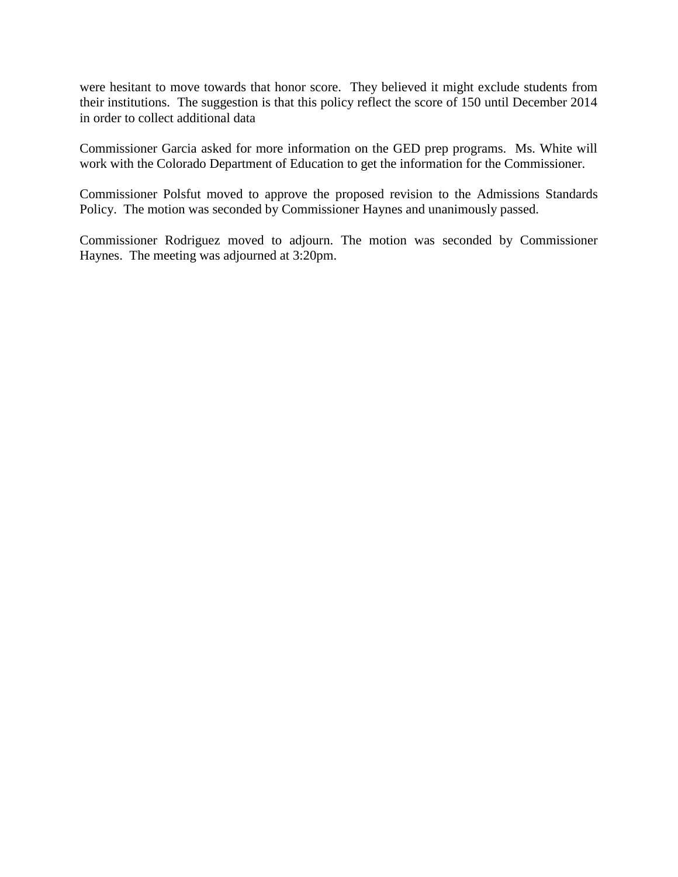were hesitant to move towards that honor score. They believed it might exclude students from their institutions. The suggestion is that this policy reflect the score of 150 until December 2014 in order to collect additional data

Commissioner Garcia asked for more information on the GED prep programs. Ms. White will work with the Colorado Department of Education to get the information for the Commissioner.

Commissioner Polsfut moved to approve the proposed revision to the Admissions Standards Policy. The motion was seconded by Commissioner Haynes and unanimously passed.

Commissioner Rodriguez moved to adjourn. The motion was seconded by Commissioner Haynes. The meeting was adjourned at 3:20pm.